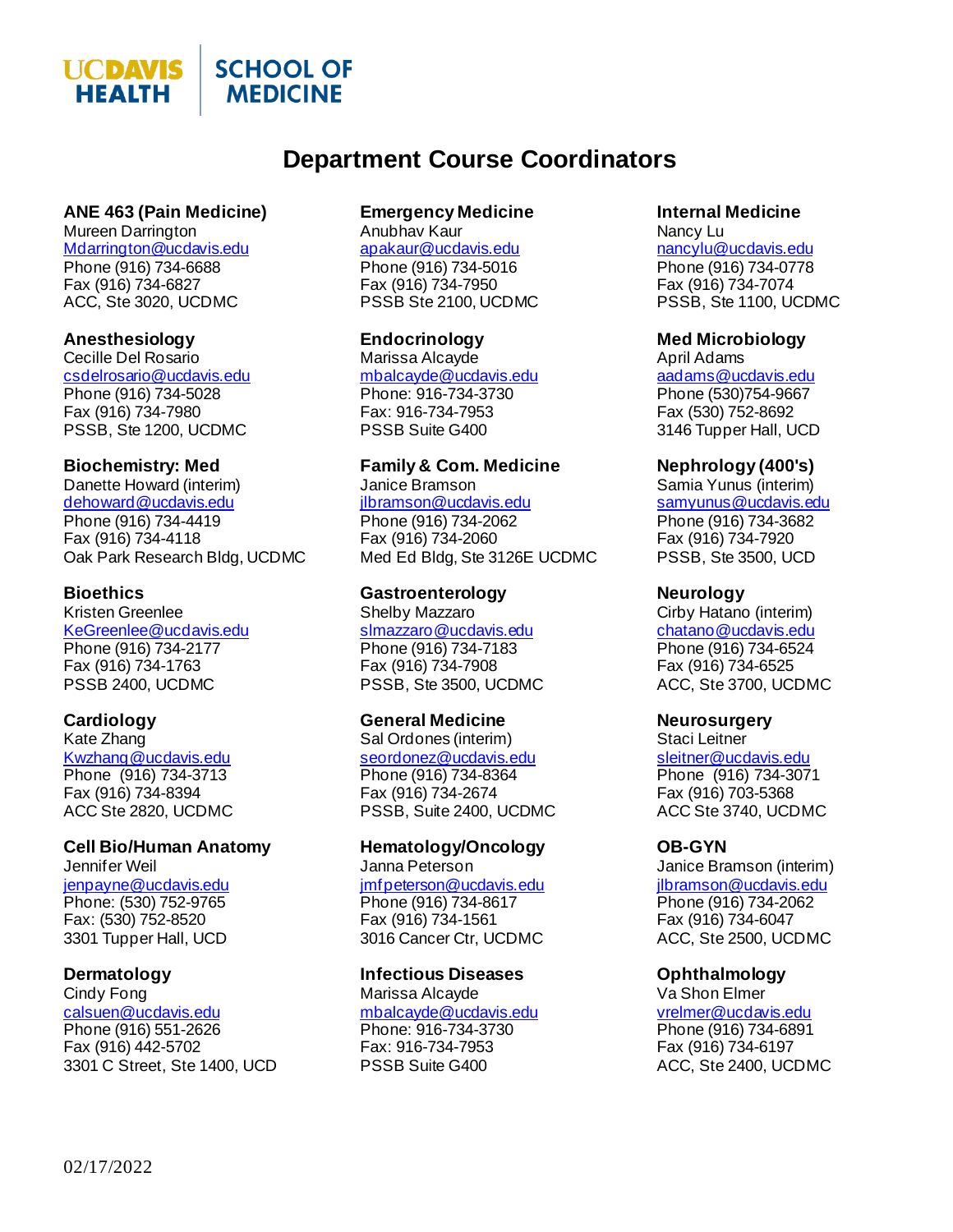UC DAVIS HEALTH | SCHOOL OF MEDICINE

# Department Course Coordinators

**ANE 463 (Pain Medicine)**
Mureen Darrington
Mdarrington@ucdavis.edu
Phone (916) 734-6688
Fax (916) 734-6827
ACC, Ste 3020, UCDMC

**Anesthesiology**
Cecille Del Rosario
csdelrosario@ucdavis.edu
Phone (916) 734-5028
Fax (916) 734-7980
PSSB, Ste 1200, UCDMC

**Biochemistry: Med**
Danette Howard (interim)
dehoward@ucdavis.edu
Phone (916) 734-4419
Fax (916) 734-4118
Oak Park Research Bldg, UCDMC

**Bioethics**
Kristen Greenlee
KeGreenlee@ucdavis.edu
Phone (916) 734-2177
Fax (916) 734-1763
PSSB 2400, UCDMC

**Cardiology**
Kate Zhang
Kwzhang@ucdavis.edu
Phone (916) 734-3713
Fax (916) 734-8394
ACC Ste 2820, UCDMC

**Cell Bio/Human Anatomy**
Jennifer Weil
jenpayne@ucdavis.edu
Phone: (530) 752-9765
Fax: (530) 752-8520
3301 Tupper Hall, UCD

**Dermatology**
Cindy Fong
calsuen@ucdavis.edu
Phone (916) 551-2626
Fax (916) 442-5702
3301 C Street, Ste 1400, UCD

**Emergency Medicine**
Anubhav Kaur
apakaur@ucdavis.edu
Phone (916) 734-5016
Fax (916) 734-7950
PSSB Ste 2100, UCDMC

**Endocrinology**
Marissa Alcayde
mbalcayde@ucdavis.edu
Phone: 916-734-3730
Fax: 916-734-7953
PSSB Suite G400

**Family & Com. Medicine**
Janice Bramson
jlbramson@ucdavis.edu
Phone (916) 734-2062
Fax (916) 734-2060
Med Ed Bldg, Ste 3126E UCDMC

**Gastroenterology**
Shelby Mazzaro
slmazzaro@ucdavis.edu
Phone (916) 734-7183
Fax (916) 734-7908
PSSB, Ste 3500, UCDMC

**General Medicine**
Sal Ordones (interim)
seordonez@ucdavis.edu
Phone (916) 734-8364
Fax (916) 734-2674
PSSB, Suite 2400, UCDMC

**Hematology/Oncology**
Janna Peterson
jmfpeterson@ucdavis.edu
Phone (916) 734-8617
Fax (916) 734-1561
3016 Cancer Ctr, UCDMC

**Infectious Diseases**
Marissa Alcayde
mbalcayde@ucdavis.edu
Phone: 916-734-3730
Fax: 916-734-7953
PSSB Suite G400

**Internal Medicine**
Nancy Lu
nancylu@ucdavis.edu
Phone (916) 734-0778
Fax (916) 734-7074
PSSB, Ste 1100, UCDMC

**Med Microbiology**
April Adams
aadams@ucdavis.edu
Phone (530)754-9667
Fax (530) 752-8692
3146 Tupper Hall, UCD

**Nephrology (400's)**
Samia Yunus (interim)
samyunus@ucdavis.edu
Phone (916) 734-3682
Fax (916) 734-7920
PSSB, Ste 3500, UCD

**Neurology**
Cirby Hatano (interim)
chatano@ucdavis.edu
Phone (916) 734-6524
Fax (916) 734-6525
ACC, Ste 3700, UCDMC

**Neurosurgery**
Staci Leitner
sleitner@ucdavis.edu
Phone (916) 734-3071
Fax (916) 703-5368
ACC Ste 3740, UCDMC

**OB-GYN**
Janice Bramson (interim)
jlbramson@ucdavis.edu
Phone (916) 734-2062
Fax (916) 734-6047
ACC, Ste 2500, UCDMC

**Ophthalmology**
Va Shon Elmer
vrelmer@ucdavis.edu
Phone (916) 734-6891
Fax (916) 734-6197
ACC, Ste 2400, UCDMC

02/17/2022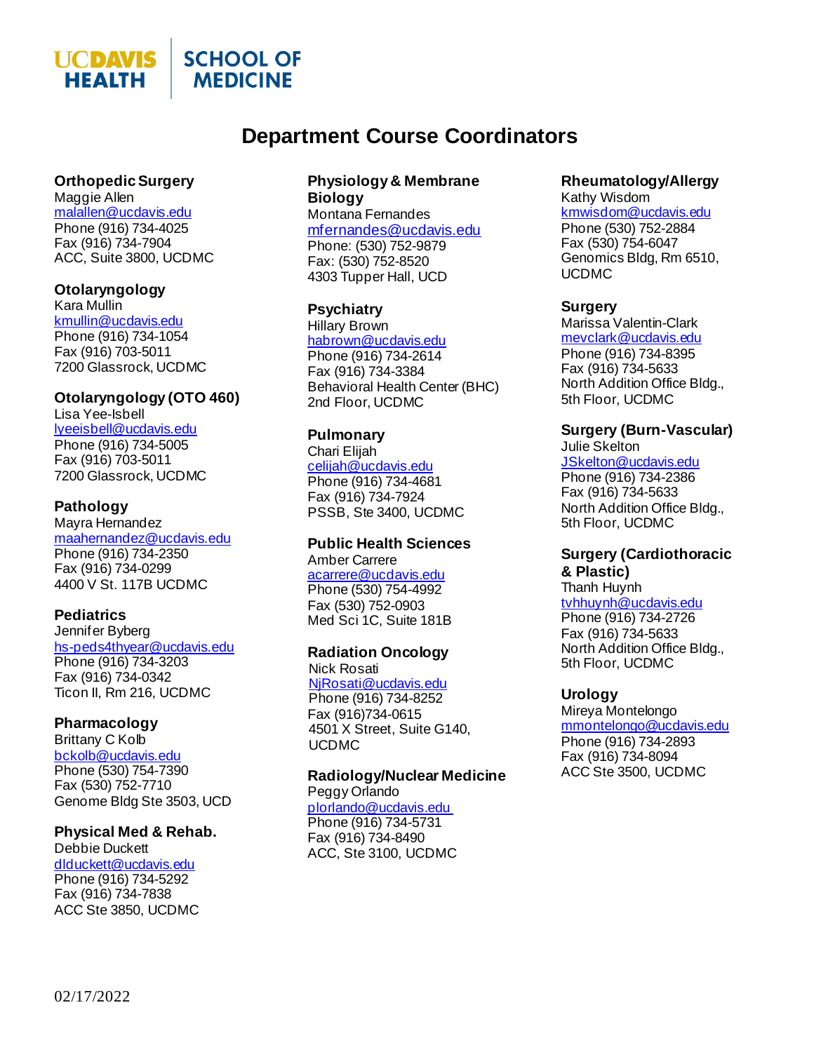UC DAVIS HEALTH | SCHOOL OF MEDICINE

# Department Course Coordinators

**Orthopedic Surgery**
Maggie Allen
malallen@ucdavis.edu
Phone (916) 734-4025
Fax (916) 734-7904
ACC, Suite 3800, UCDMC

**Otolaryngology**
Kara Mullin
kmullin@ucdavis.edu
Phone (916) 734-1054
Fax (916) 703-5011
7200 Glassrock, UCDMC

**Otolaryngology (OTO 460)**
Lisa Yee-Isbell
lyeeisbell@ucdavis.edu
Phone (916) 734-5005
Fax (916) 703-5011
7200 Glassrock, UCDMC

**Pathology**
Mayra Hernandez
maahernandez@ucdavis.edu
Phone (916) 734-2350
Fax (916) 734-0299
4400 V St. 117B UCDMC

**Pediatrics**
Jennifer Byberg
hs-peds4thyear@ucdavis.edu
Phone (916) 734-3203
Fax (916) 734-0342
Ticon II, Rm 216, UCDMC

**Pharmacology**
Brittany C Kolb
bckolb@ucdavis.edu
Phone (530) 754-7390
Fax (530) 752-7710
Genome Bldg Ste 3503, UCD

**Physical Med & Rehab.**
Debbie Duckett
dlduckett@ucdavis.edu
Phone (916) 734-5292
Fax (916) 734-7838
ACC Ste 3850, UCDMC

**Physiology & Membrane Biology**
Montana Fernandes
mfernandes@ucdavis.edu
Phone: (530) 752-9879
Fax: (530) 752-8520
4303 Tupper Hall, UCD

**Psychiatry**
Hillary Brown
habrown@ucdavis.edu
Phone (916) 734-2614
Fax (916) 734-3384
Behavioral Health Center (BHC)
2nd Floor, UCDMC

**Pulmonary**
Chari Elijah
celijah@ucdavis.edu
Phone (916) 734-4681
Fax (916) 734-7924
PSSB, Ste 3400, UCDMC

**Public Health Sciences**
Amber Carrere
acarrere@ucdavis.edu
Phone (530) 754-4992
Fax (530) 752-0903
Med Sci 1C, Suite 181B

**Radiation Oncology**
Nick Rosati
NjRosati@ucdavis.edu
Phone (916) 734-8252
Fax (916)734-0615
4501 X Street, Suite G140, UCDMC

**Radiology/Nuclear Medicine**
Peggy Orlando
plorlando@ucdavis.edu
Phone (916) 734-5731
Fax (916) 734-8490
ACC, Ste 3100, UCDMC

**Rheumatology/Allergy**
Kathy Wisdom
kmwisdom@ucdavis.edu
Phone (530) 752-2884
Fax (530) 754-6047
Genomics Bldg, Rm 6510, UCDMC

**Surgery**
Marissa Valentin-Clark
mevclark@ucdavis.edu
Phone (916) 734-8395
Fax (916) 734-5633
North Addition Office Bldg., 5th Floor, UCDMC

**Surgery (Burn-Vascular)**
Julie Skelton
JSkelton@ucdavis.edu
Phone (916) 734-2386
Fax (916) 734-5633
North Addition Office Bldg., 5th Floor, UCDMC

**Surgery (Cardiothoracic & Plastic)**
Thanh Huynh
tvhhuynh@ucdavis.edu
Phone (916) 734-2726
Fax (916) 734-5633
North Addition Office Bldg., 5th Floor, UCDMC

**Urology**
Mireya Montelongo
mmontelongo@ucdavis.edu
Phone (916) 734-2893
Fax (916) 734-8094
ACC Ste 3500, UCDMC

02/17/2022